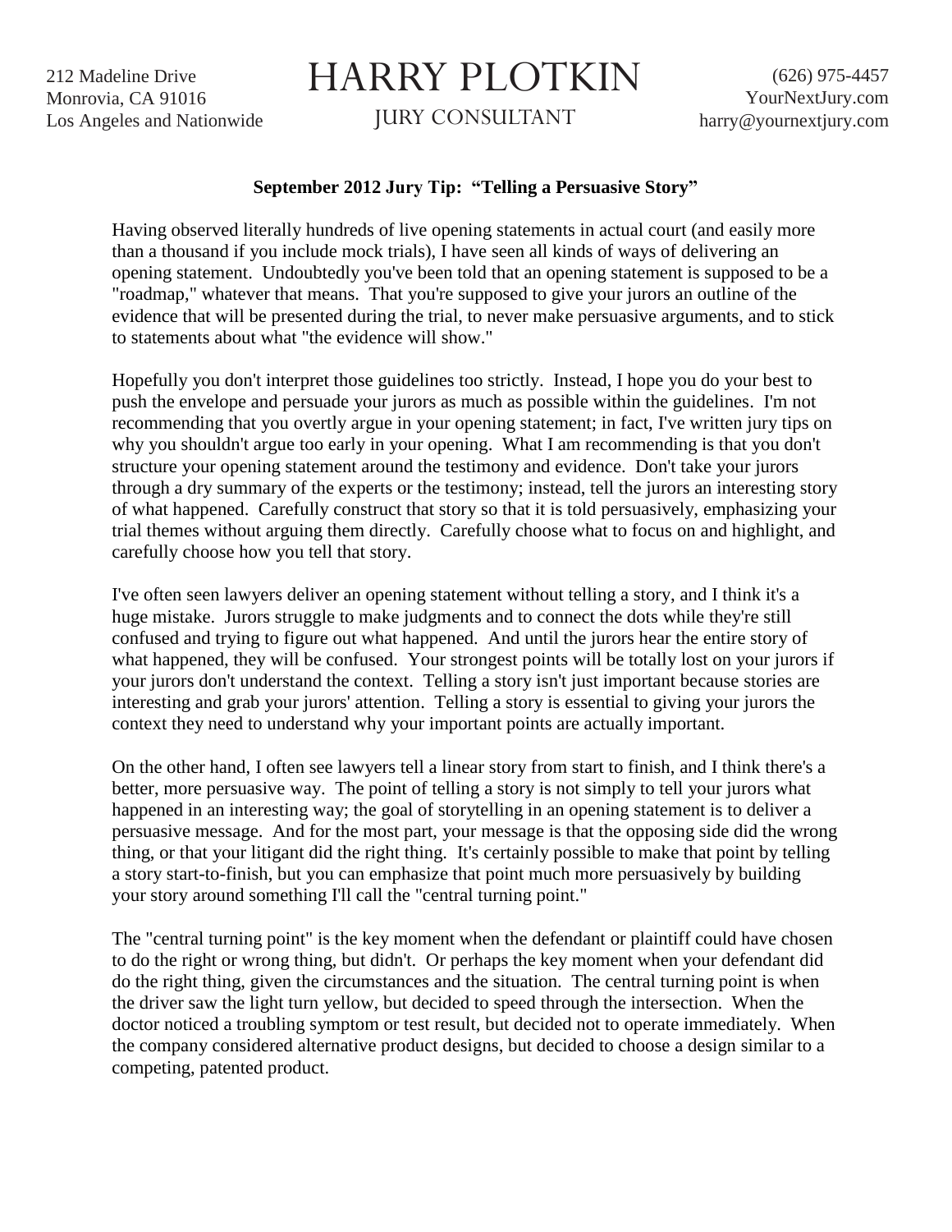212 Madeline Drive
Monrovia, CA 91016
Los Angeles and Nationwide

# HARRY PLOTKIN

JURY CONSULTANT

(626) 975-4457
YourNextJury.com
harry@yournextjury.com

**September 2012 Jury Tip: "Telling a Persuasive Story"**

Having observed literally hundreds of live opening statements in actual court (and easily more than a thousand if you include mock trials), I have seen all kinds of ways of delivering an opening statement. Undoubtedly you've been told that an opening statement is supposed to be a "roadmap," whatever that means. That you're supposed to give your jurors an outline of the evidence that will be presented during the trial, to never make persuasive arguments, and to stick to statements about what "the evidence will show."

Hopefully you don't interpret those guidelines too strictly. Instead, I hope you do your best to push the envelope and persuade your jurors as much as possible within the guidelines. I'm not recommending that you overtly argue in your opening statement; in fact, I've written jury tips on why you shouldn't argue too early in your opening. What I am recommending is that you don't structure your opening statement around the testimony and evidence. Don't take your jurors through a dry summary of the experts or the testimony; instead, tell the jurors an interesting story of what happened. Carefully construct that story so that it is told persuasively, emphasizing your trial themes without arguing them directly. Carefully choose what to focus on and highlight, and carefully choose how you tell that story.

I've often seen lawyers deliver an opening statement without telling a story, and I think it's a huge mistake. Jurors struggle to make judgments and to connect the dots while they're still confused and trying to figure out what happened. And until the jurors hear the entire story of what happened, they will be confused. Your strongest points will be totally lost on your jurors if your jurors don't understand the context. Telling a story isn't just important because stories are interesting and grab your jurors' attention. Telling a story is essential to giving your jurors the context they need to understand why your important points are actually important.

On the other hand, I often see lawyers tell a linear story from start to finish, and I think there's a better, more persuasive way. The point of telling a story is not simply to tell your jurors what happened in an interesting way; the goal of storytelling in an opening statement is to deliver a persuasive message. And for the most part, your message is that the opposing side did the wrong thing, or that your litigant did the right thing. It's certainly possible to make that point by telling a story start-to-finish, but you can emphasize that point much more persuasively by building your story around something I'll call the "central turning point."

The "central turning point" is the key moment when the defendant or plaintiff could have chosen to do the right or wrong thing, but didn't. Or perhaps the key moment when your defendant did do the right thing, given the circumstances and the situation. The central turning point is when the driver saw the light turn yellow, but decided to speed through the intersection. When the doctor noticed a troubling symptom or test result, but decided not to operate immediately. When the company considered alternative product designs, but decided to choose a design similar to a competing, patented product.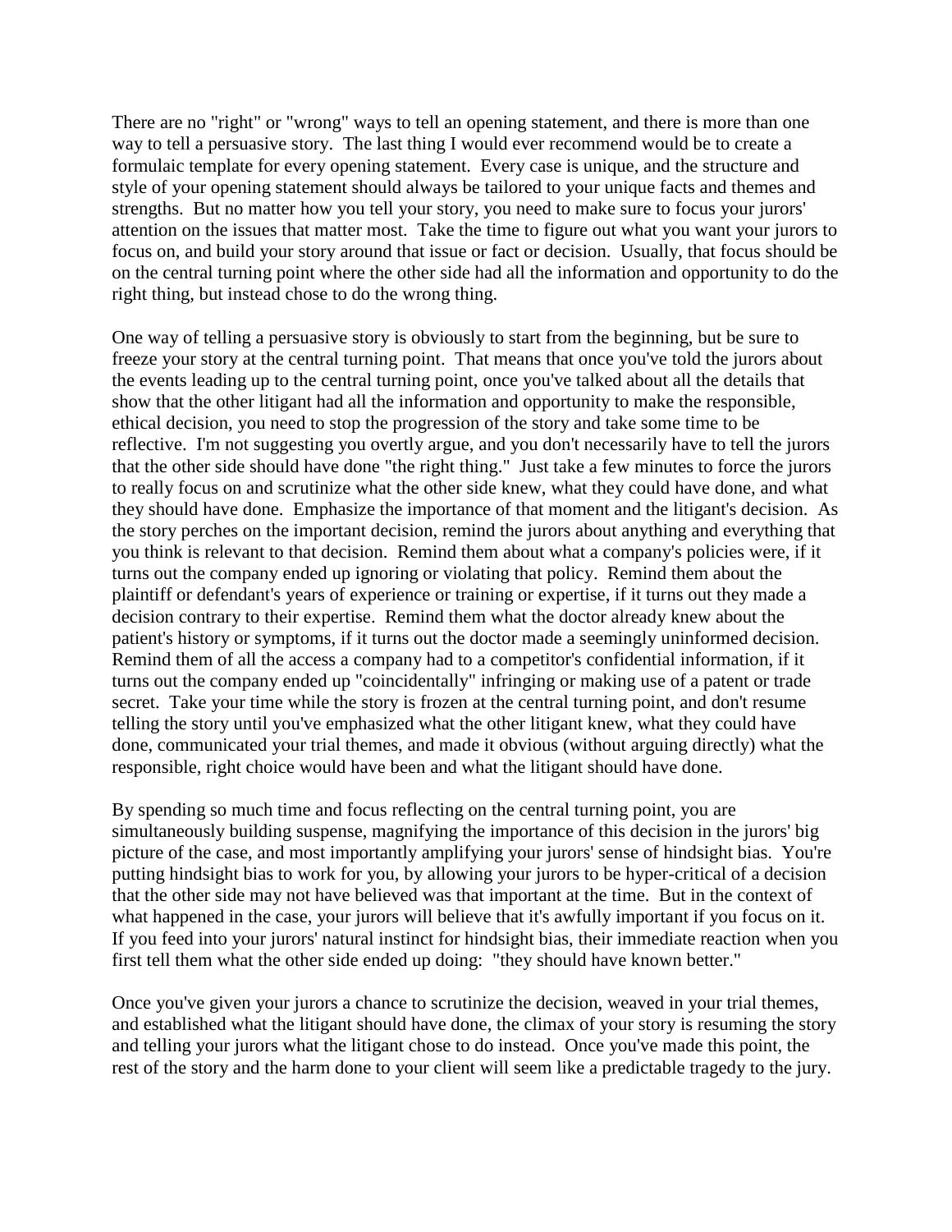There are no "right" or "wrong" ways to tell an opening statement, and there is more than one way to tell a persuasive story. The last thing I would ever recommend would be to create a formulaic template for every opening statement. Every case is unique, and the structure and style of your opening statement should always be tailored to your unique facts and themes and strengths. But no matter how you tell your story, you need to make sure to focus your jurors' attention on the issues that matter most. Take the time to figure out what you want your jurors to focus on, and build your story around that issue or fact or decision. Usually, that focus should be on the central turning point where the other side had all the information and opportunity to do the right thing, but instead chose to do the wrong thing.

One way of telling a persuasive story is obviously to start from the beginning, but be sure to freeze your story at the central turning point. That means that once you've told the jurors about the events leading up to the central turning point, once you've talked about all the details that show that the other litigant had all the information and opportunity to make the responsible, ethical decision, you need to stop the progression of the story and take some time to be reflective. I'm not suggesting you overtly argue, and you don't necessarily have to tell the jurors that the other side should have done "the right thing." Just take a few minutes to force the jurors to really focus on and scrutinize what the other side knew, what they could have done, and what they should have done. Emphasize the importance of that moment and the litigant's decision. As the story perches on the important decision, remind the jurors about anything and everything that you think is relevant to that decision. Remind them about what a company's policies were, if it turns out the company ended up ignoring or violating that policy. Remind them about the plaintiff or defendant's years of experience or training or expertise, if it turns out they made a decision contrary to their expertise. Remind them what the doctor already knew about the patient's history or symptoms, if it turns out the doctor made a seemingly uninformed decision. Remind them of all the access a company had to a competitor's confidential information, if it turns out the company ended up "coincidentally" infringing or making use of a patent or trade secret. Take your time while the story is frozen at the central turning point, and don't resume telling the story until you've emphasized what the other litigant knew, what they could have done, communicated your trial themes, and made it obvious (without arguing directly) what the responsible, right choice would have been and what the litigant should have done.

By spending so much time and focus reflecting on the central turning point, you are simultaneously building suspense, magnifying the importance of this decision in the jurors' big picture of the case, and most importantly amplifying your jurors' sense of hindsight bias. You're putting hindsight bias to work for you, by allowing your jurors to be hyper-critical of a decision that the other side may not have believed was that important at the time. But in the context of what happened in the case, your jurors will believe that it's awfully important if you focus on it. If you feed into your jurors' natural instinct for hindsight bias, their immediate reaction when you first tell them what the other side ended up doing: "they should have known better."

Once you've given your jurors a chance to scrutinize the decision, weaved in your trial themes, and established what the litigant should have done, the climax of your story is resuming the story and telling your jurors what the litigant chose to do instead. Once you've made this point, the rest of the story and the harm done to your client will seem like a predictable tragedy to the jury.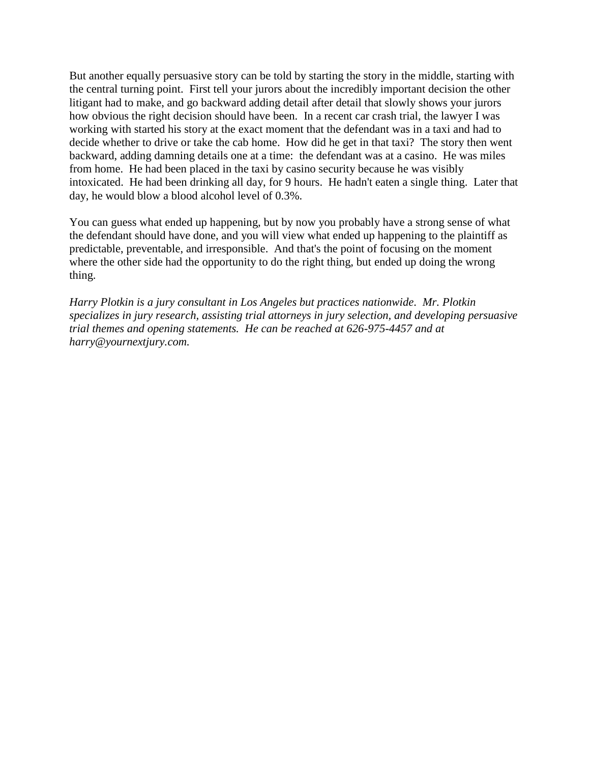But another equally persuasive story can be told by starting the story in the middle, starting with the central turning point. First tell your jurors about the incredibly important decision the other litigant had to make, and go backward adding detail after detail that slowly shows your jurors how obvious the right decision should have been. In a recent car crash trial, the lawyer I was working with started his story at the exact moment that the defendant was in a taxi and had to decide whether to drive or take the cab home. How did he get in that taxi? The story then went backward, adding damning details one at a time: the defendant was at a casino. He was miles from home. He had been placed in the taxi by casino security because he was visibly intoxicated. He had been drinking all day, for 9 hours. He hadn't eaten a single thing. Later that day, he would blow a blood alcohol level of 0.3%.

You can guess what ended up happening, but by now you probably have a strong sense of what the defendant should have done, and you will view what ended up happening to the plaintiff as predictable, preventable, and irresponsible. And that's the point of focusing on the moment where the other side had the opportunity to do the right thing, but ended up doing the wrong thing.

*Harry Plotkin is a jury consultant in Los Angeles but practices nationwide. Mr. Plotkin specializes in jury research, assisting trial attorneys in jury selection, and developing persuasive trial themes and opening statements. He can be reached at 626-975-4457 and at harry@yournextjury.com.*